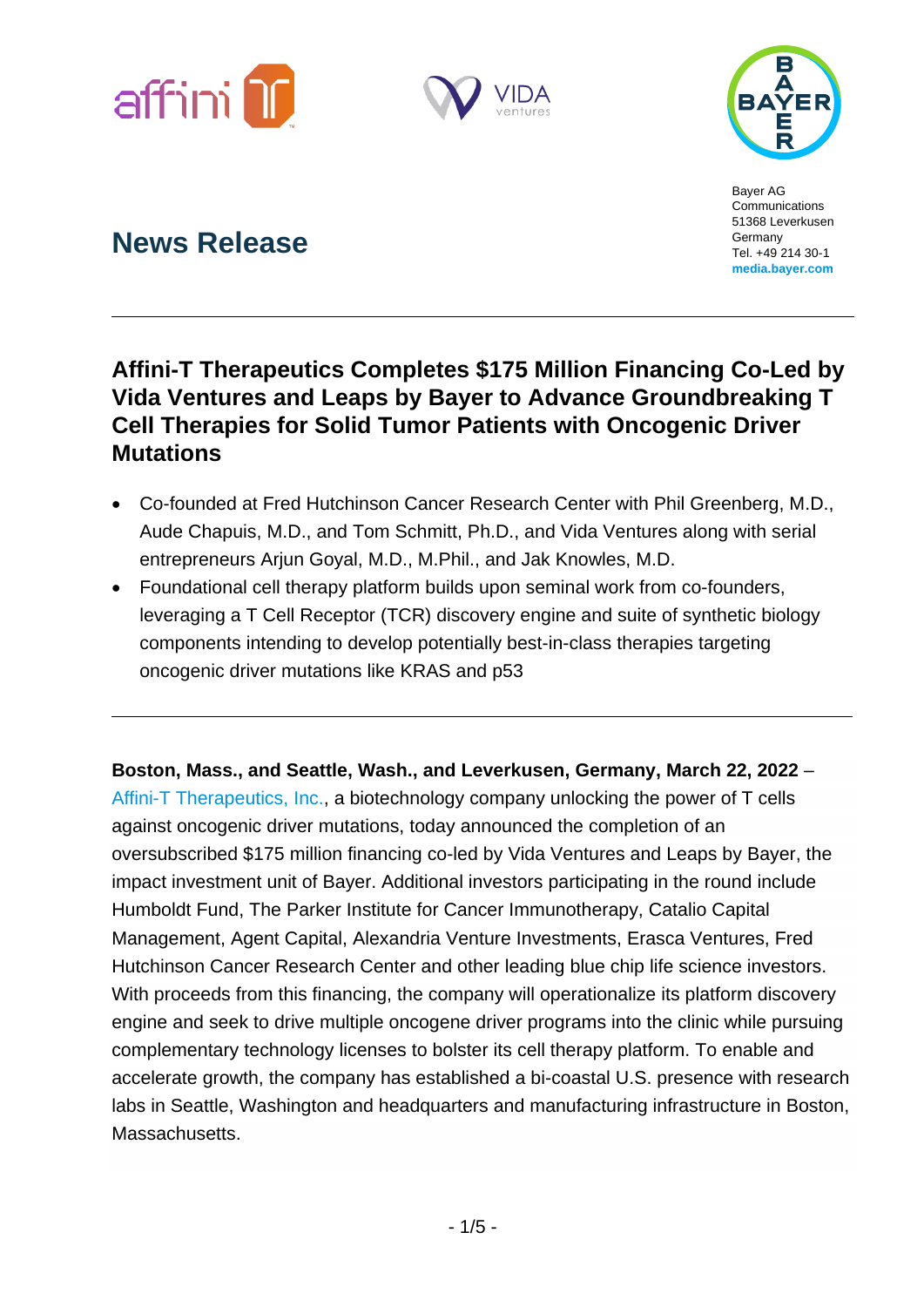Bayer AG
Communications
51368 Leverkusen
Germany
Tel. +49 214 30-1
**media.bayer.com**

# News Release

## Affini-T Therapeutics Completes $175 Million Financing Co-Led by Vida Ventures and Leaps by Bayer to Advance Groundbreaking T Cell Therapies for Solid Tumor Patients with Oncogenic Driver Mutations

- Co-founded at Fred Hutchinson Cancer Research Center with Phil Greenberg, M.D., Aude Chapuis, M.D., and Tom Schmitt, Ph.D., and Vida Ventures along with serial entrepreneurs Arjun Goyal, M.D., M.Phil., and Jak Knowles, M.D.
- Foundational cell therapy platform builds upon seminal work from co-founders, leveraging a T Cell Receptor (TCR) discovery engine and suite of synthetic biology components intending to develop potentially best-in-class therapies targeting oncogenic driver mutations like KRAS and p53

**Boston, Mass., and Seattle, Wash., and Leverkusen, Germany, March 22, 2022** – Affini-T Therapeutics, Inc., a biotechnology company unlocking the power of T cells against oncogenic driver mutations, today announced the completion of an oversubscribed $175 million financing co-led by Vida Ventures and Leaps by Bayer, the impact investment unit of Bayer. Additional investors participating in the round include Humboldt Fund, The Parker Institute for Cancer Immunotherapy, Catalio Capital Management, Agent Capital, Alexandria Venture Investments, Erasca Ventures, Fred Hutchinson Cancer Research Center and other leading blue chip life science investors. With proceeds from this financing, the company will operationalize its platform discovery engine and seek to drive multiple oncogene driver programs into the clinic while pursuing complementary technology licenses to bolster its cell therapy platform. To enable and accelerate growth, the company has established a bi-coastal U.S. presence with research labs in Seattle, Washington and headquarters and manufacturing infrastructure in Boston, Massachusetts.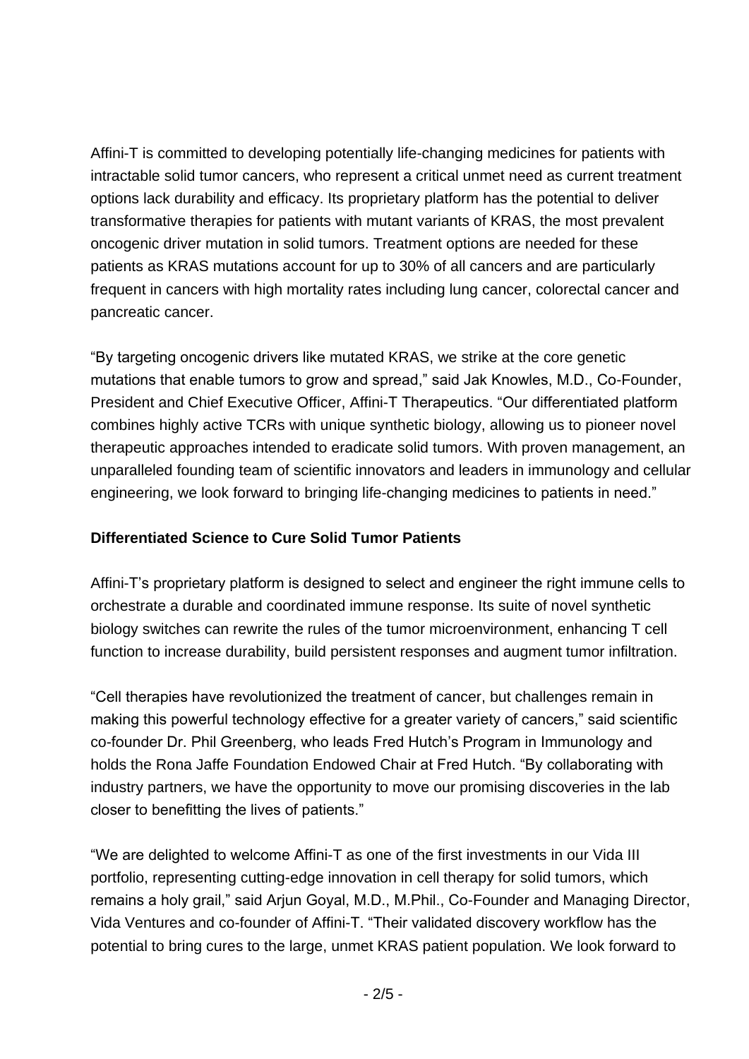Affini-T is committed to developing potentially life-changing medicines for patients with intractable solid tumor cancers, who represent a critical unmet need as current treatment options lack durability and efficacy. Its proprietary platform has the potential to deliver transformative therapies for patients with mutant variants of KRAS, the most prevalent oncogenic driver mutation in solid tumors. Treatment options are needed for these patients as KRAS mutations account for up to 30% of all cancers and are particularly frequent in cancers with high mortality rates including lung cancer, colorectal cancer and pancreatic cancer.

"By targeting oncogenic drivers like mutated KRAS, we strike at the core genetic mutations that enable tumors to grow and spread," said Jak Knowles, M.D., Co-Founder, President and Chief Executive Officer, Affini-T Therapeutics. "Our differentiated platform combines highly active TCRs with unique synthetic biology, allowing us to pioneer novel therapeutic approaches intended to eradicate solid tumors. With proven management, an unparalleled founding team of scientific innovators and leaders in immunology and cellular engineering, we look forward to bringing life-changing medicines to patients in need."

**Differentiated Science to Cure Solid Tumor Patients**

Affini-T's proprietary platform is designed to select and engineer the right immune cells to orchestrate a durable and coordinated immune response. Its suite of novel synthetic biology switches can rewrite the rules of the tumor microenvironment, enhancing T cell function to increase durability, build persistent responses and augment tumor infiltration.

"Cell therapies have revolutionized the treatment of cancer, but challenges remain in making this powerful technology effective for a greater variety of cancers," said scientific co-founder Dr. Phil Greenberg, who leads Fred Hutch's Program in Immunology and holds the Rona Jaffe Foundation Endowed Chair at Fred Hutch. "By collaborating with industry partners, we have the opportunity to move our promising discoveries in the lab closer to benefitting the lives of patients."

"We are delighted to welcome Affini-T as one of the first investments in our Vida III portfolio, representing cutting-edge innovation in cell therapy for solid tumors, which remains a holy grail," said Arjun Goyal, M.D., M.Phil., Co-Founder and Managing Director, Vida Ventures and co-founder of Affini-T. "Their validated discovery workflow has the potential to bring cures to the large, unmet KRAS patient population. We look forward to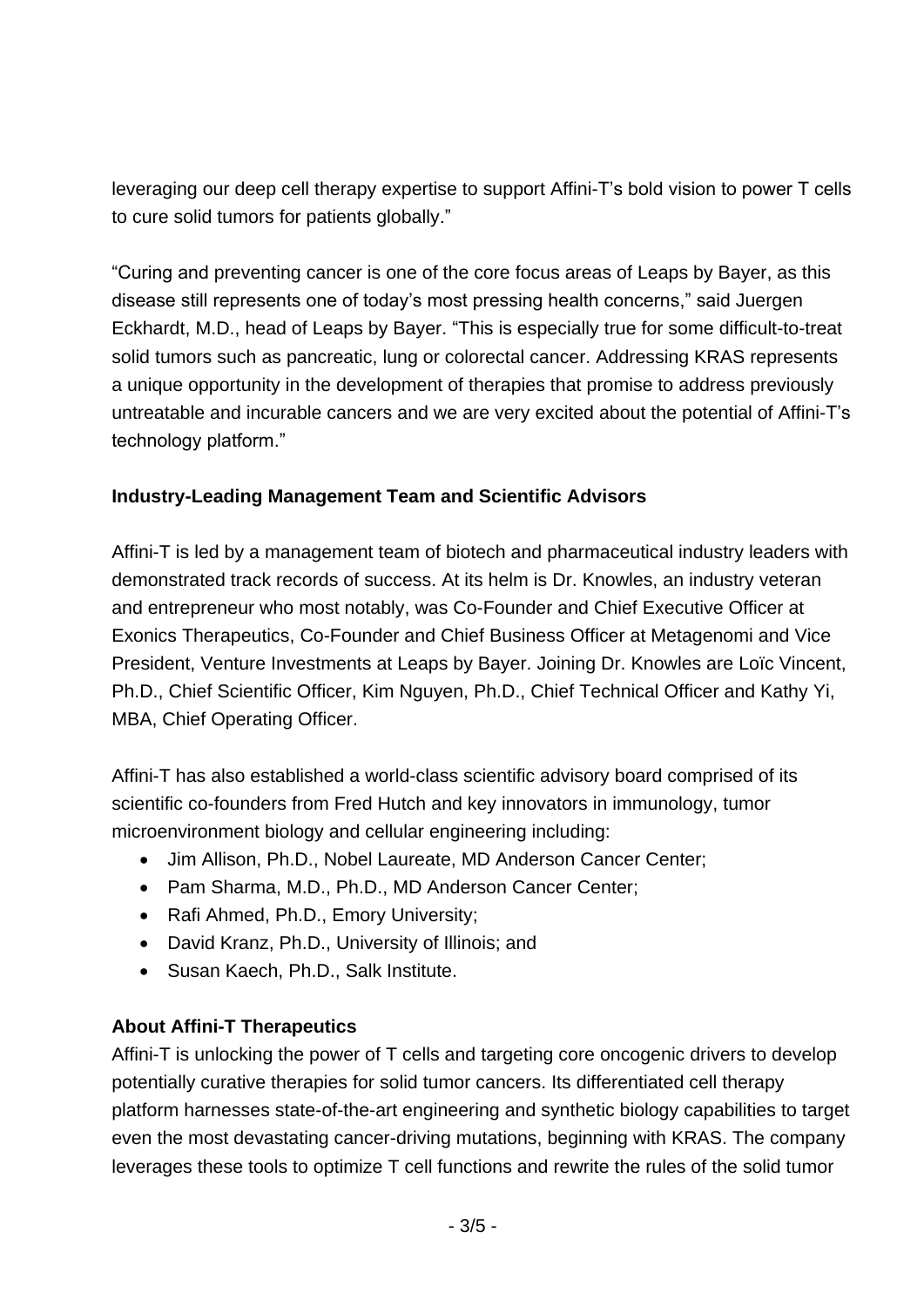leveraging our deep cell therapy expertise to support Affini-T's bold vision to power T cells to cure solid tumors for patients globally."

"Curing and preventing cancer is one of the core focus areas of Leaps by Bayer, as this disease still represents one of today's most pressing health concerns," said Juergen Eckhardt, M.D., head of Leaps by Bayer. "This is especially true for some difficult-to-treat solid tumors such as pancreatic, lung or colorectal cancer. Addressing KRAS represents a unique opportunity in the development of therapies that promise to address previously untreatable and incurable cancers and we are very excited about the potential of Affini-T's technology platform."

**Industry-Leading Management Team and Scientific Advisors**

Affini-T is led by a management team of biotech and pharmaceutical industry leaders with demonstrated track records of success. At its helm is Dr. Knowles, an industry veteran and entrepreneur who most notably, was Co-Founder and Chief Executive Officer at Exonics Therapeutics, Co-Founder and Chief Business Officer at Metagenomi and Vice President, Venture Investments at Leaps by Bayer. Joining Dr. Knowles are Loïc Vincent, Ph.D., Chief Scientific Officer, Kim Nguyen, Ph.D., Chief Technical Officer and Kathy Yi, MBA, Chief Operating Officer.

Affini-T has also established a world-class scientific advisory board comprised of its scientific co-founders from Fred Hutch and key innovators in immunology, tumor microenvironment biology and cellular engineering including:

- Jim Allison, Ph.D., Nobel Laureate, MD Anderson Cancer Center;
- Pam Sharma, M.D., Ph.D., MD Anderson Cancer Center;
- Rafi Ahmed, Ph.D., Emory University;
- David Kranz, Ph.D., University of Illinois; and
- Susan Kaech, Ph.D., Salk Institute.

**About Affini-T Therapeutics**

Affini-T is unlocking the power of T cells and targeting core oncogenic drivers to develop potentially curative therapies for solid tumor cancers. Its differentiated cell therapy platform harnesses state-of-the-art engineering and synthetic biology capabilities to target even the most devastating cancer-driving mutations, beginning with KRAS. The company leverages these tools to optimize T cell functions and rewrite the rules of the solid tumor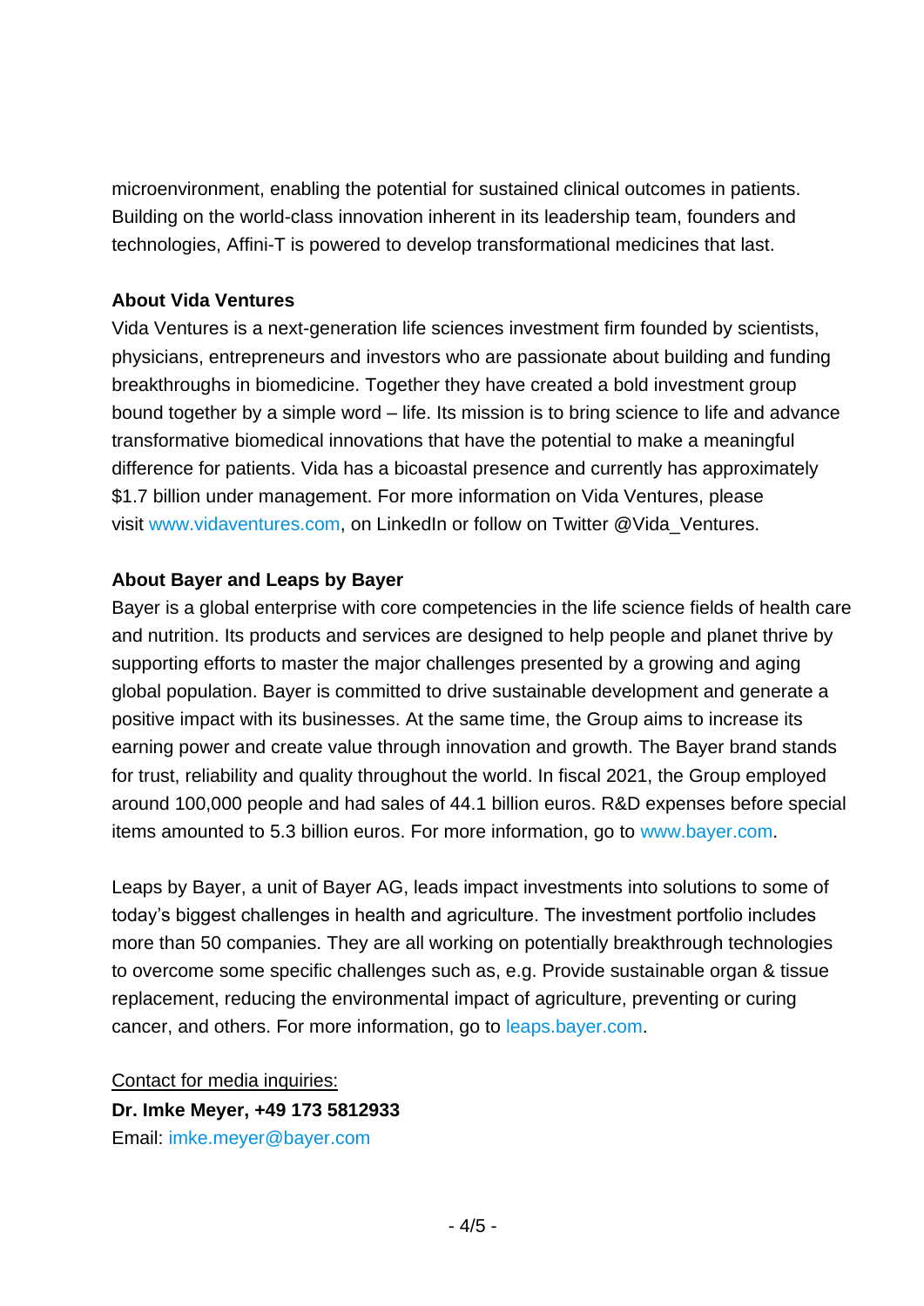microenvironment, enabling the potential for sustained clinical outcomes in patients. Building on the world-class innovation inherent in its leadership team, founders and technologies, Affini-T is powered to develop transformational medicines that last.

**About Vida Ventures**

Vida Ventures is a next-generation life sciences investment firm founded by scientists, physicians, entrepreneurs and investors who are passionate about building and funding breakthroughs in biomedicine. Together they have created a bold investment group bound together by a simple word – life. Its mission is to bring science to life and advance transformative biomedical innovations that have the potential to make a meaningful difference for patients. Vida has a bicoastal presence and currently has approximately $1.7 billion under management. For more information on Vida Ventures, please visit www.vidaventures.com, on LinkedIn or follow on Twitter @Vida_Ventures.

**About Bayer and Leaps by Bayer**

Bayer is a global enterprise with core competencies in the life science fields of health care and nutrition. Its products and services are designed to help people and planet thrive by supporting efforts to master the major challenges presented by a growing and aging global population. Bayer is committed to drive sustainable development and generate a positive impact with its businesses. At the same time, the Group aims to increase its earning power and create value through innovation and growth. The Bayer brand stands for trust, reliability and quality throughout the world. In fiscal 2021, the Group employed around 100,000 people and had sales of 44.1 billion euros. R&D expenses before special items amounted to 5.3 billion euros. For more information, go to www.bayer.com.

Leaps by Bayer, a unit of Bayer AG, leads impact investments into solutions to some of today's biggest challenges in health and agriculture. The investment portfolio includes more than 50 companies. They are all working on potentially breakthrough technologies to overcome some specific challenges such as, e.g. Provide sustainable organ & tissue replacement, reducing the environmental impact of agriculture, preventing or curing cancer, and others. For more information, go to leaps.bayer.com.

Contact for media inquiries:
**Dr. Imke Meyer, +49 173 5812933**
Email: imke.meyer@bayer.com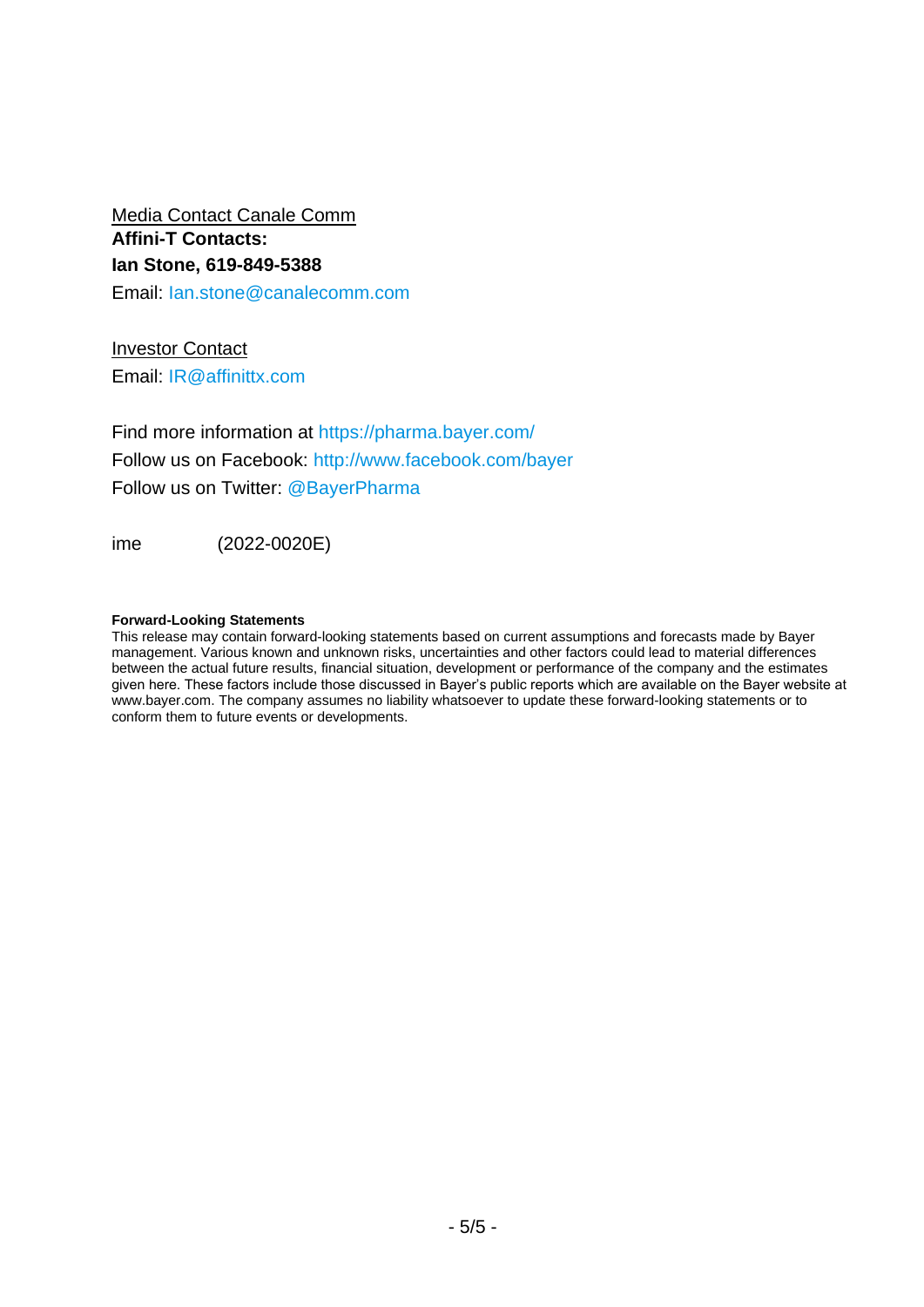Media Contact Canale Comm

**Affini-T Contacts:**

**Ian Stone, 619-849-5388**

Email: Ian.stone@canalecomm.com

Investor Contact

Email: IR@affinittx.com

Find more information at https://pharma.bayer.com/

Follow us on Facebook: http://www.facebook.com/bayer

Follow us on Twitter: @BayerPharma

ime (2022-0020E)

**Forward-Looking Statements**

This release may contain forward-looking statements based on current assumptions and forecasts made by Bayer management. Various known and unknown risks, uncertainties and other factors could lead to material differences between the actual future results, financial situation, development or performance of the company and the estimates given here. These factors include those discussed in Bayer's public reports which are available on the Bayer website at www.bayer.com. The company assumes no liability whatsoever to update these forward-looking statements or to conform them to future events or developments.